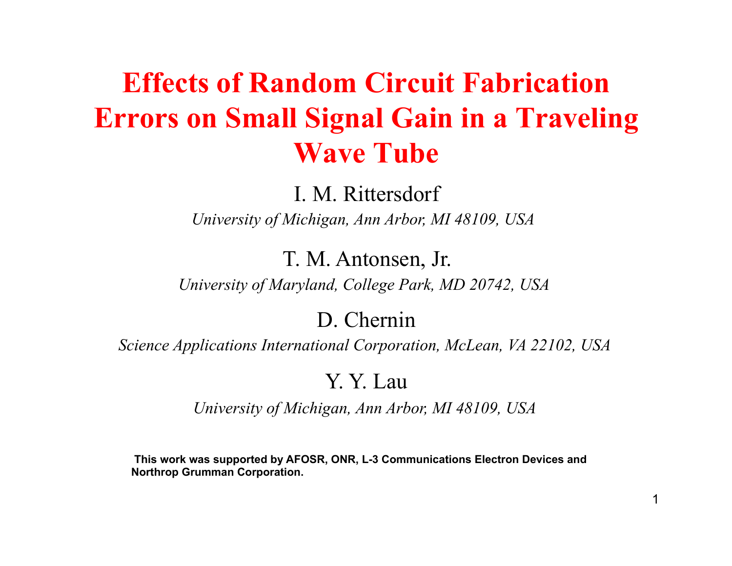# Effects of Random Circuit Fabrication Errors on Small Signal Gain in a Traveling Wave Tube

I. M. Rittersdorf

*University of Michigan, Ann Arbor, MI 48109, USA*

T. M. Antonsen, Jr.

*University of Maryland, College Park, MD 20742, USA*

D. Chernin

*Science Applications International Corporation, McLean, VA 22102, USA*

Y. Y. Lau

*University of Michigan, Ann Arbor, MI 48109, USA*

**This work was supported by AFOSR, ONR, L-3 Communications Electron Devices and Northrop Grumman Corporation.**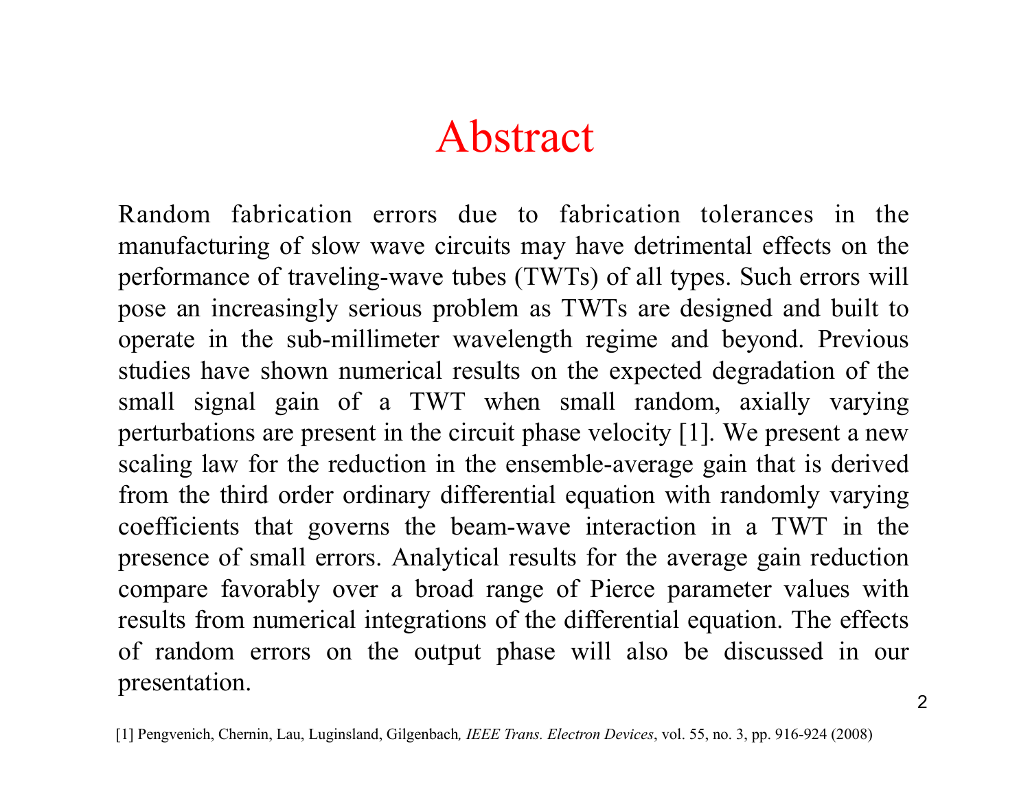# Abstract

Random fabrication errors due to fabrication tolerances in the manufacturing of slow wave circuits may have detrimental effects on the performance of traveling-wave tubes (TWTs) of all types. Such errors will pose an increasingly serious problem as TWTs are designed and built to operate in the sub-millimeter wavelength regime and beyond. Previous studies have shown numerical results on the expected degradation of the small signal gain of a TWT when small random, axially varying perturbations are present in the circuit phase velocity [1]. We present a new scaling law for the reduction in the ensemble-average gain that is derived from the third order ordinary differential equation with randomly varying coefficients that governs the beam-wave interaction in a TWT in the presence of small errors. Analytical results for the average gain reduction compare favorably over a broad range of Pierce parameter values with results from numerical integrations of the differential equation. The effects of random errors on the output phase will also be discussed in our presentation.

[1] Pengvenich, Chernin, Lau, Luginsland, Gilgenbach, *IEEE Trans. Electron Devices*, vol. 55, no. 3, pp. 916-924 (2008)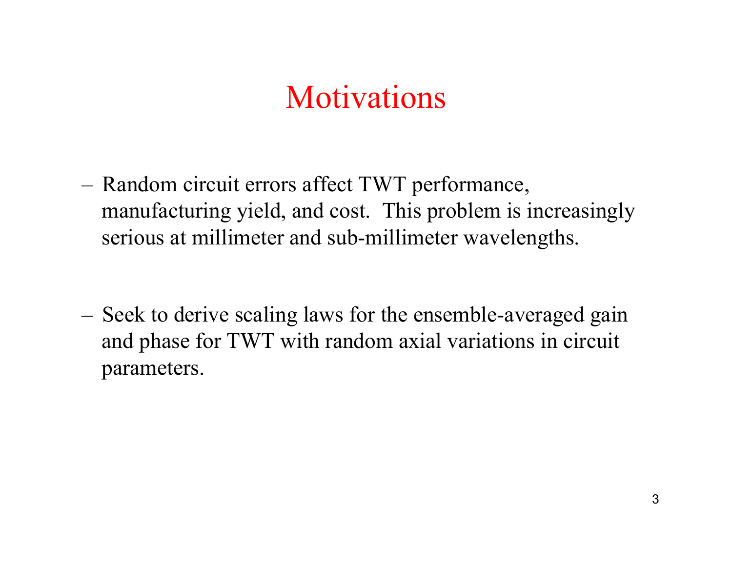# Motivations

- Random circuit errors affect TWT performance, manufacturing yield, and cost.  This problem is increasingly serious at millimeter and sub-millimeter wavelengths.

- Seek to derive scaling laws for the ensemble-averaged gain and phase for TWT with random axial variations in circuit parameters.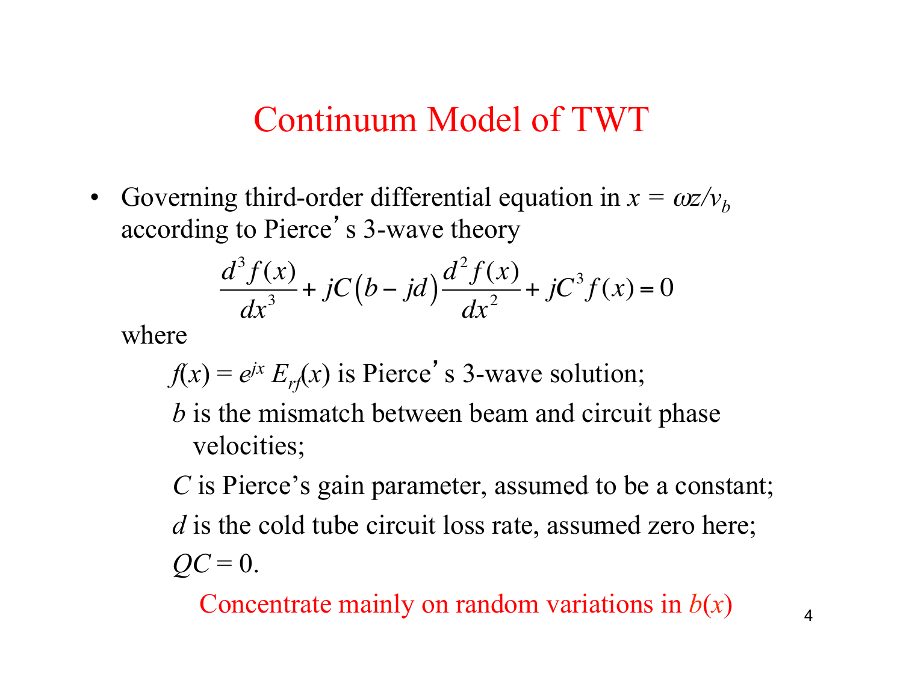# Continuum Model of TWT

- Governing third-order differential equation in $x = \omega z / v_b$ according to Pierce's 3-wave theory

$$\frac{d^3 f(x)}{dx^3} + jC\left(b - jd\right)\frac{d^2 f(x)}{dx^2} + jC^3 f(x) = 0$$

where

$f(x) = e^{jx} E_{rf}(x)$ is Pierce's 3-wave solution;

$b$ is the mismatch between beam and circuit phase velocities;

$C$ is Pierce's gain parameter, assumed to be a constant;

$d$ is the cold tube circuit loss rate, assumed zero here;

$QC = 0$.

Concentrate mainly on random variations in $b(x)$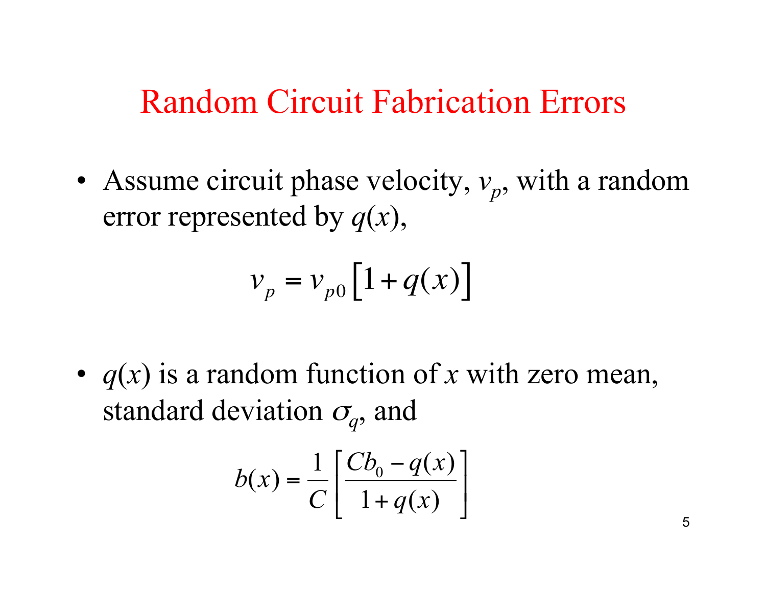# Random Circuit Fabrication Errors

- Assume circuit phase velocity, $v_p$, with a random error represented by $q(x)$,

$$v_p = v_{p0}\left[1 + q(x)\right]$$

- $q(x)$ is a random function of $x$ with zero mean, standard deviation $\sigma_q$, and

$$b(x) = \frac{1}{C}\left[\frac{Cb_0 - q(x)}{1 + q(x)}\right]$$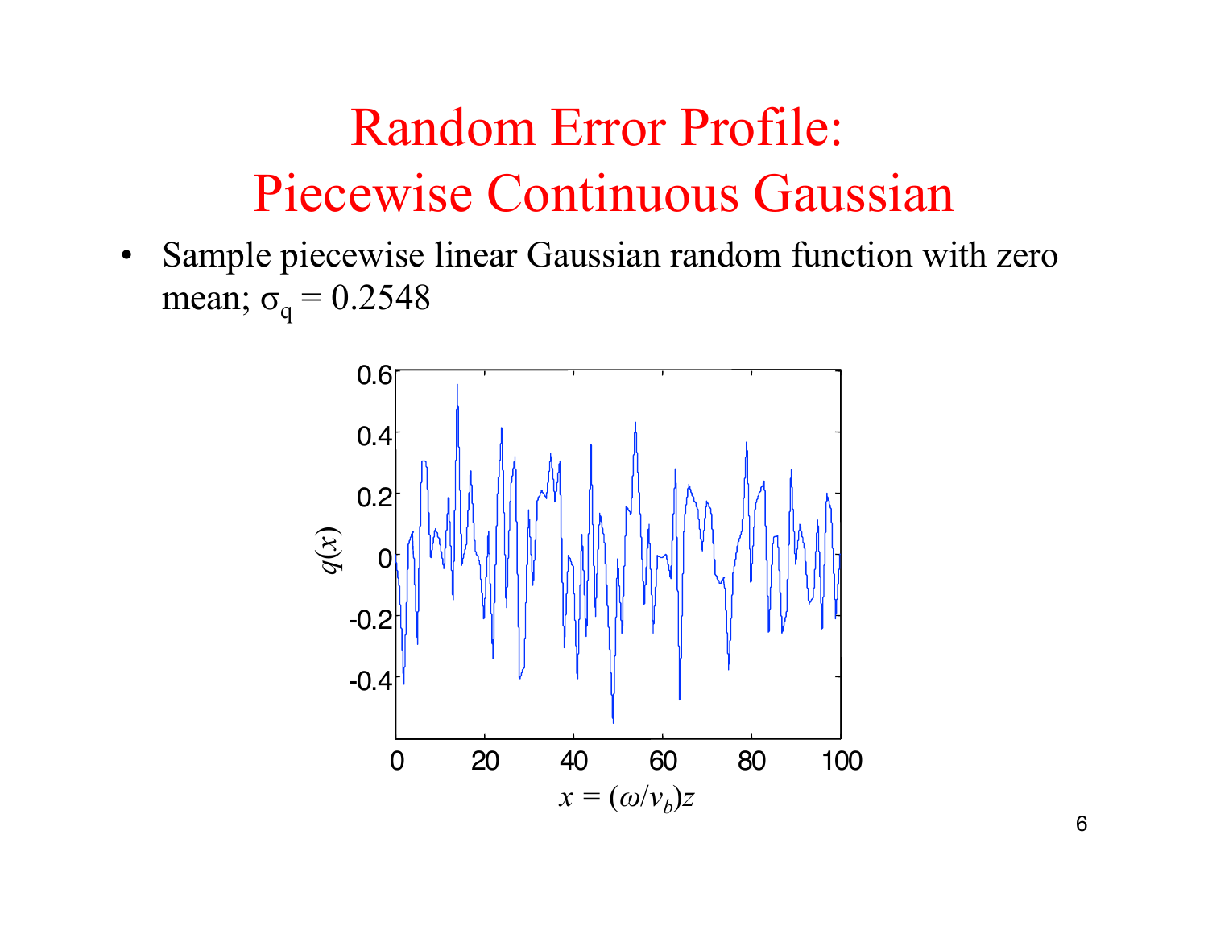# Random Error Profile: Piecewise Continuous Gaussian

- Sample piecewise linear Gaussian random function with zero mean; $\sigma_q = 0.2548$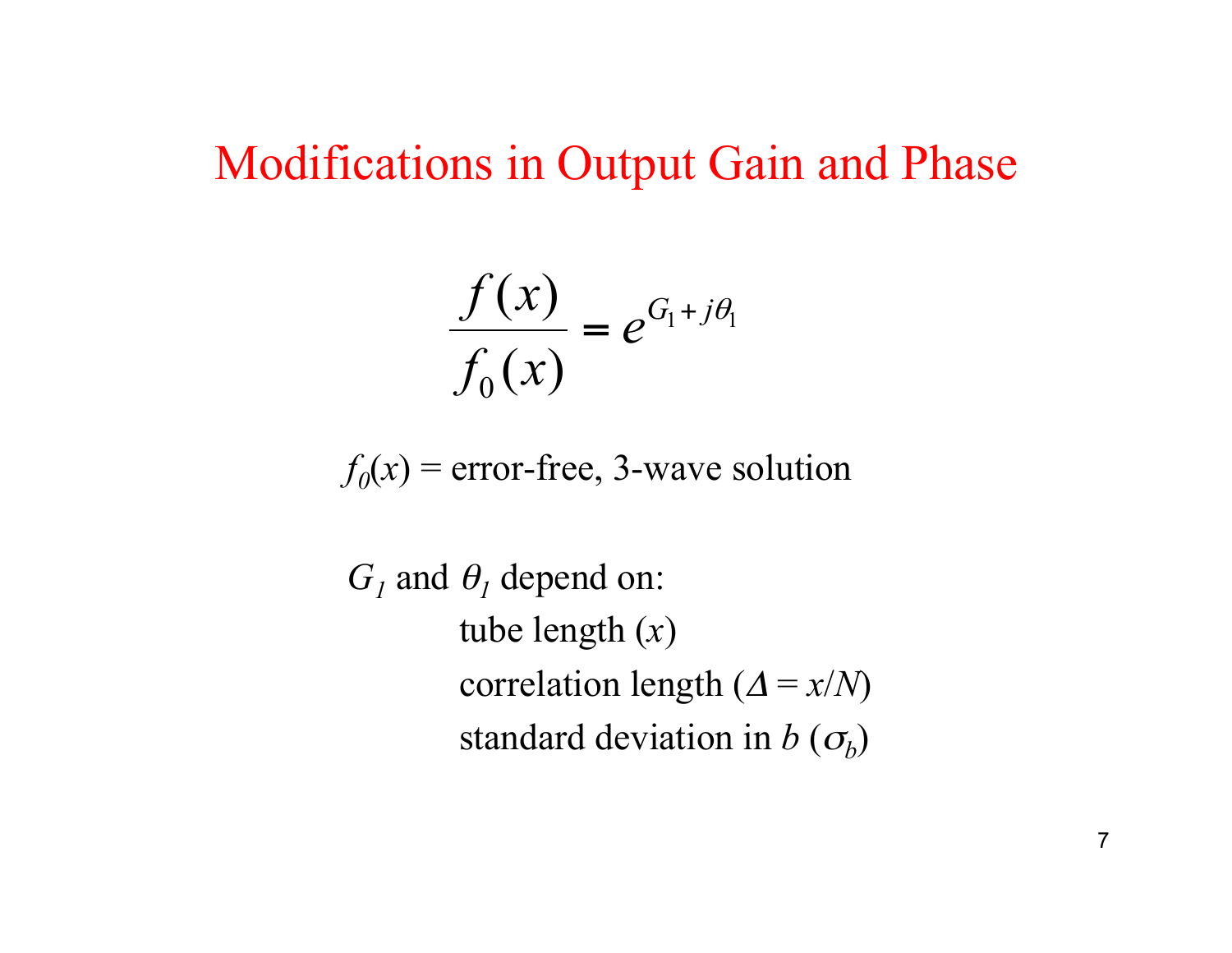# Modifications in Output Gain and Phase

$$\frac{f(x)}{f_0(x)} = e^{G_1 + j\theta_1}$$

$f_0(x)$ = error-free, 3-wave solution

$G_1$ and $\theta_1$ depend on:

- tube length ($x$)
- correlation length ($\Delta = x/N$)
- standard deviation in $b$ ($\sigma_b$)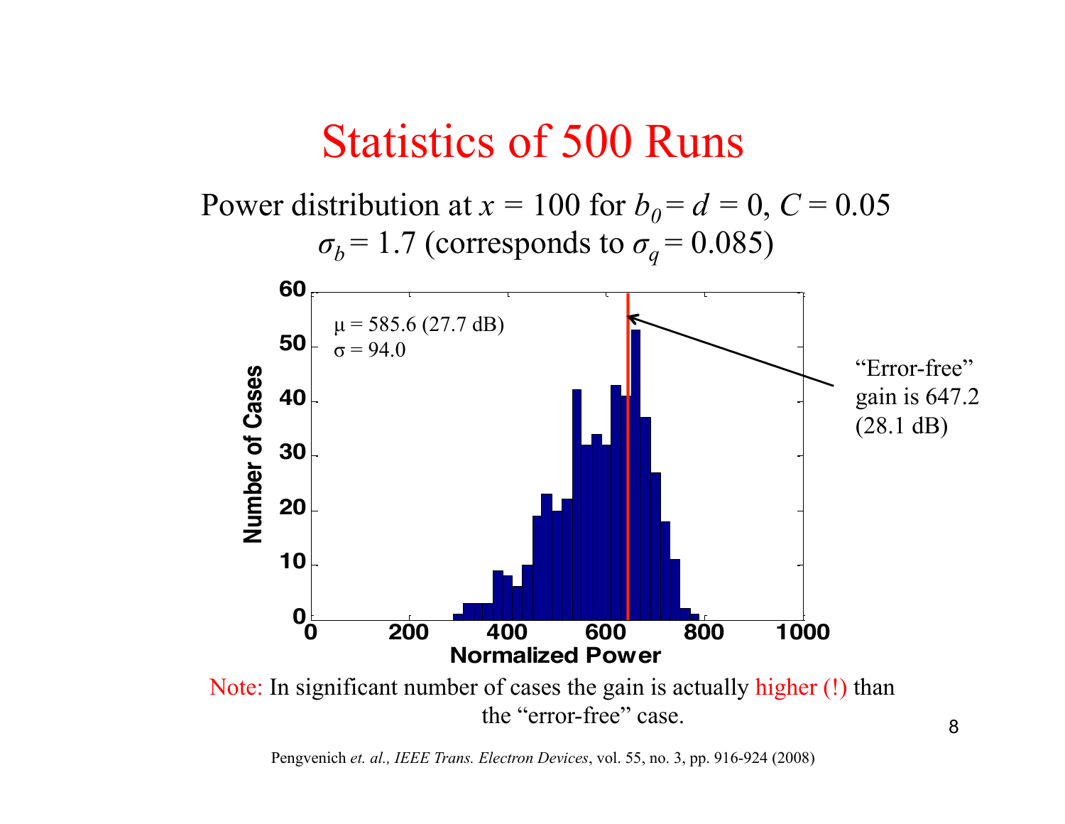# Statistics of 500 Runs

Power distribution at $x = 100$ for $b_0 = d = 0$, $C = 0.05$

$\sigma_b = 1.7$ (corresponds to $\sigma_q = 0.085$)

$\mu = 585.6$ (27.7 dB)
$\sigma = 94.0$

"Error-free" gain is 647.2 (28.1 dB)

Number of Cases

Normalized Power

Note: In significant number of cases the gain is actually higher (!) than the "error-free" case.

Pengvenich *et. al., IEEE Trans. Electron Devices*, vol. 55, no. 3, pp. 916-924 (2008)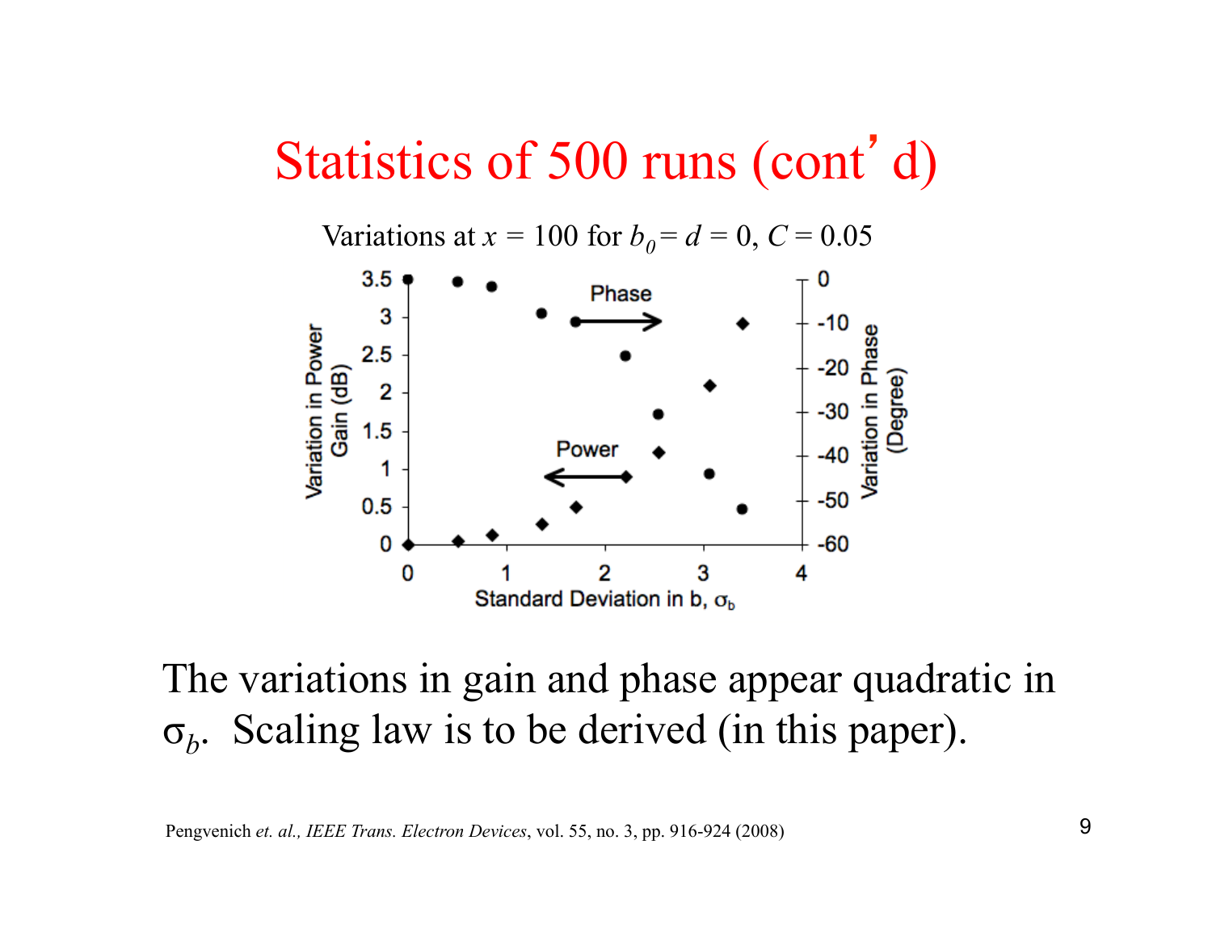# Statistics of 500 runs (cont'd)

Variations at $x = 100$ for $b_0 = d = 0$, $C = 0.05$

The variations in gain and phase appear quadratic in $\sigma_b$. Scaling law is to be derived (in this paper).

Pengvenich *et. al., IEEE Trans. Electron Devices*, vol. 55, no. 3, pp. 916-924 (2008)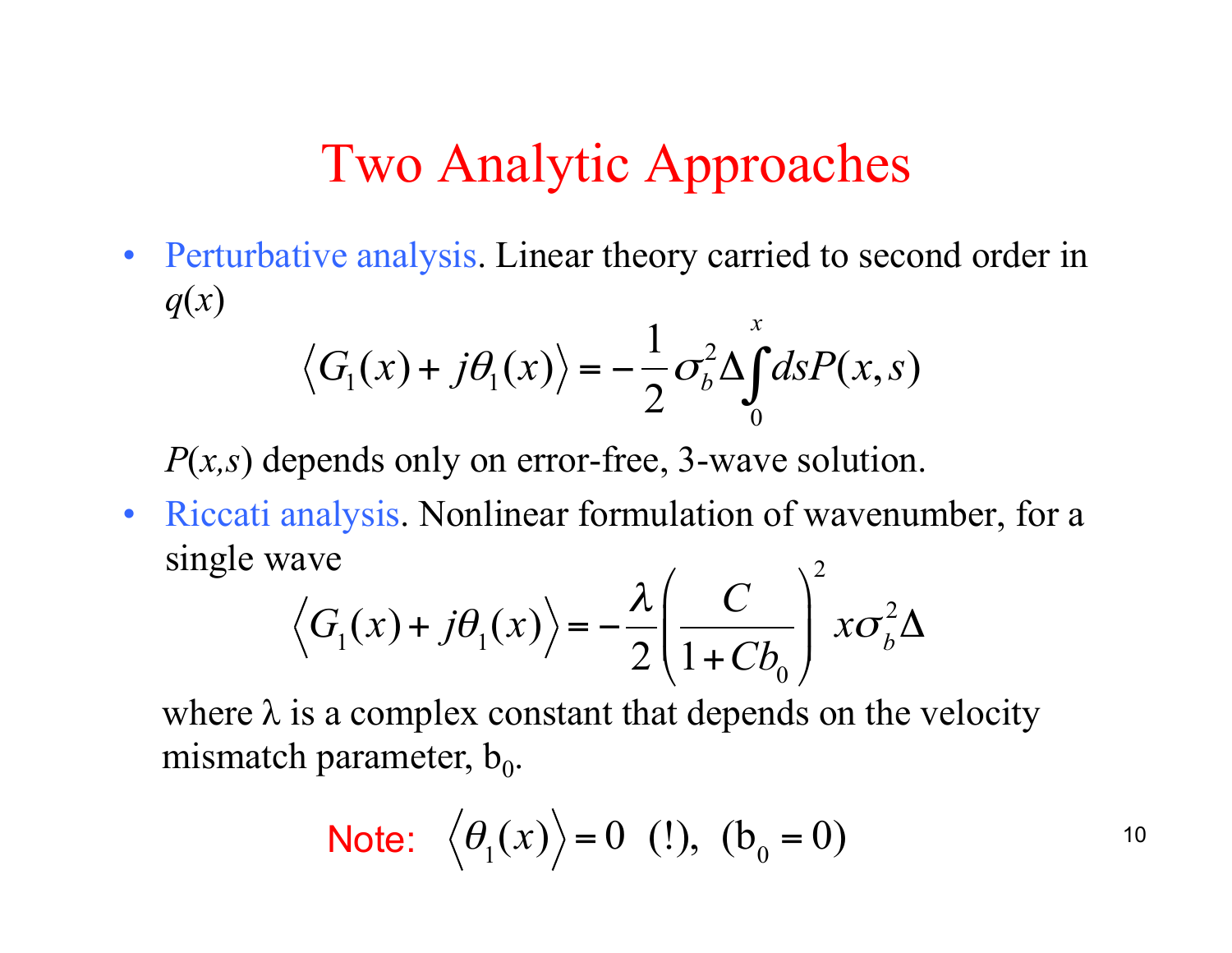# Two Analytic Approaches

- Perturbative analysis. Linear theory carried to second order in $q(x)$

$$\left\langle G_1(x) + j\theta_1(x) \right\rangle = -\frac{1}{2}\sigma_b^2 \Delta \int_0^x ds P(x,s)$$

$P(x,s)$ depends only on error-free, 3-wave solution.

- Riccati analysis. Nonlinear formulation of wavenumber, for a single wave

$$\left\langle G_1(x) + j\theta_1(x) \right\rangle = -\frac{\lambda}{2}\left(\frac{C}{1+Cb_0}\right)^2 x\sigma_b^2 \Delta$$

where $\lambda$ is a complex constant that depends on the velocity mismatch parameter, $b_0$.

Note: $\left\langle \theta_1(x) \right\rangle = 0$ (!), ($b_0 = 0$)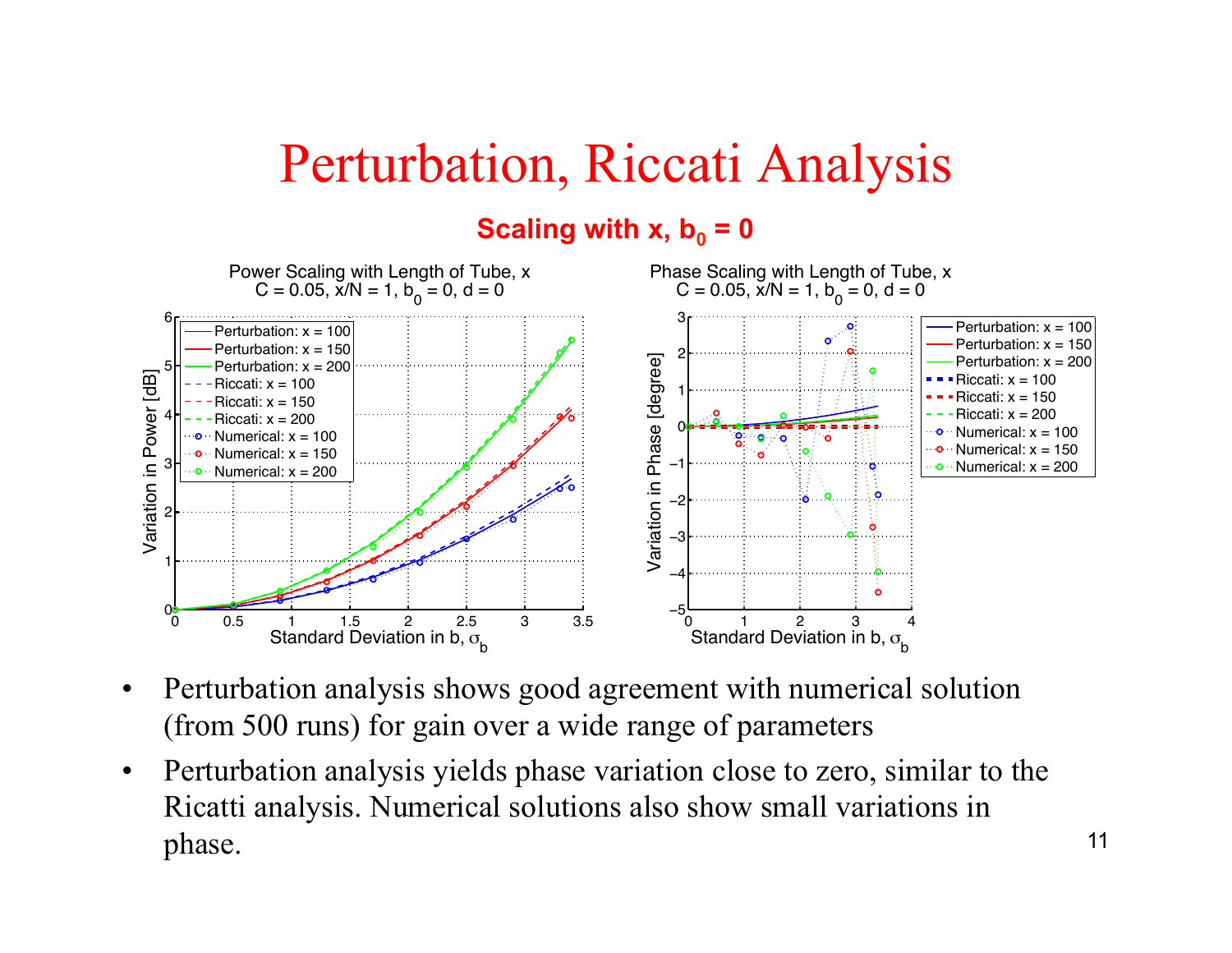# Perturbation, Riccati Analysis

### Scaling with x, $b_0 = 0$

- Perturbation analysis shows good agreement with numerical solution (from 500 runs) for gain over a wide range of parameters
- Perturbation analysis yields phase variation close to zero, similar to the Ricatti analysis. Numerical solutions also show small variations in phase.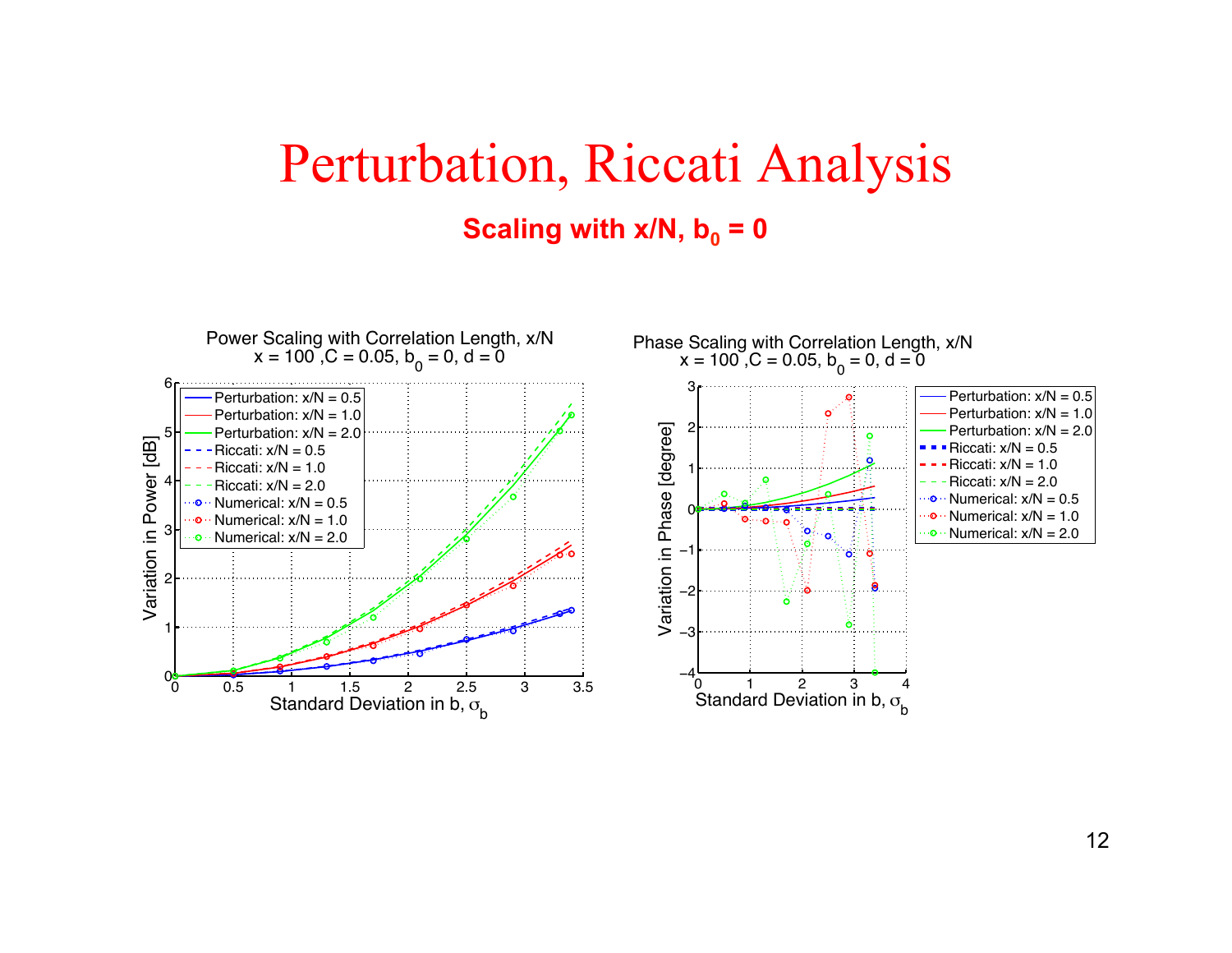# Perturbation, Riccati Analysis

**Scaling with x/N, $b_0$ = 0**

Power Scaling with Correlation Length, x/N
x = 100, C = 0.05, $b_0$ = 0, d = 0

Phase Scaling with Correlation Length, x/N
x = 100, C = 0.05, $b_0$ = 0, d = 0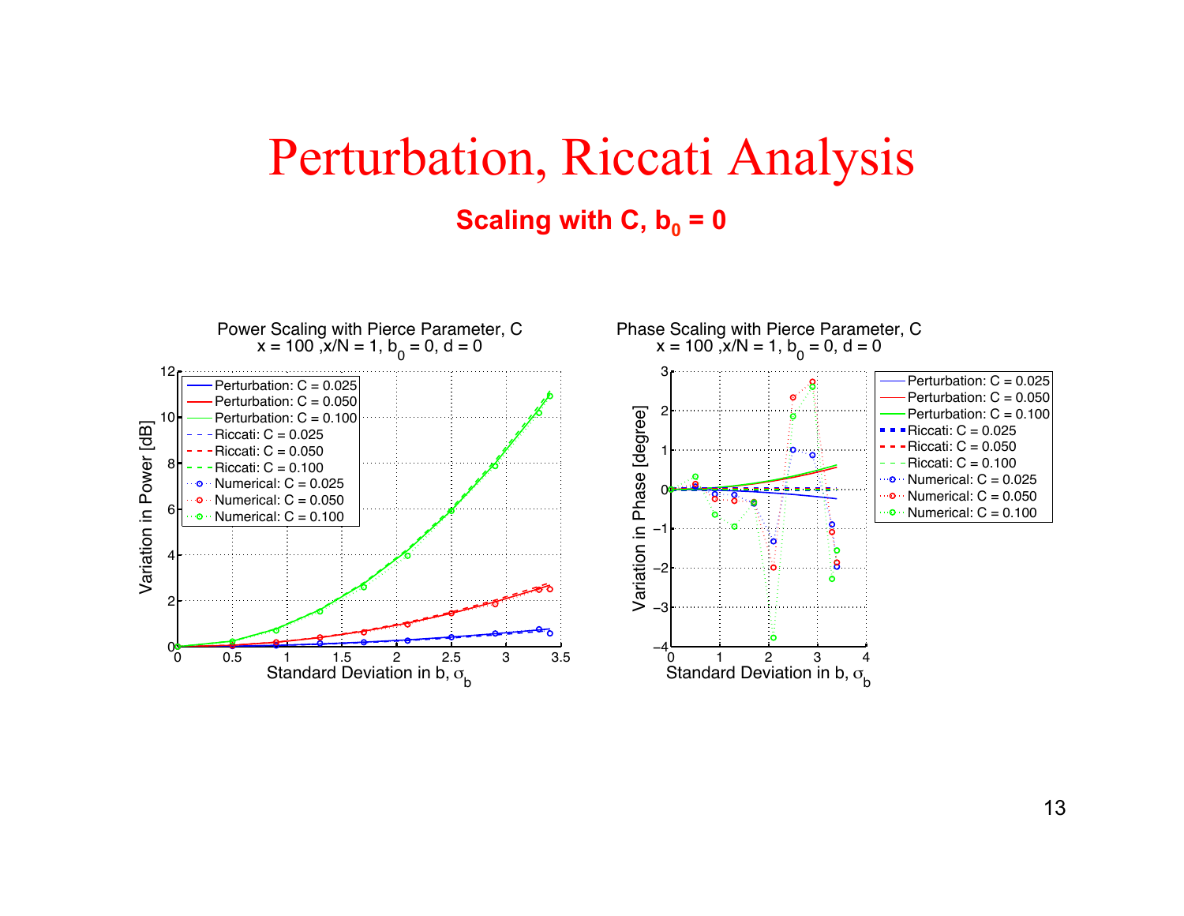# Perturbation, Riccati Analysis

**Scaling with C, $b_0 = 0$**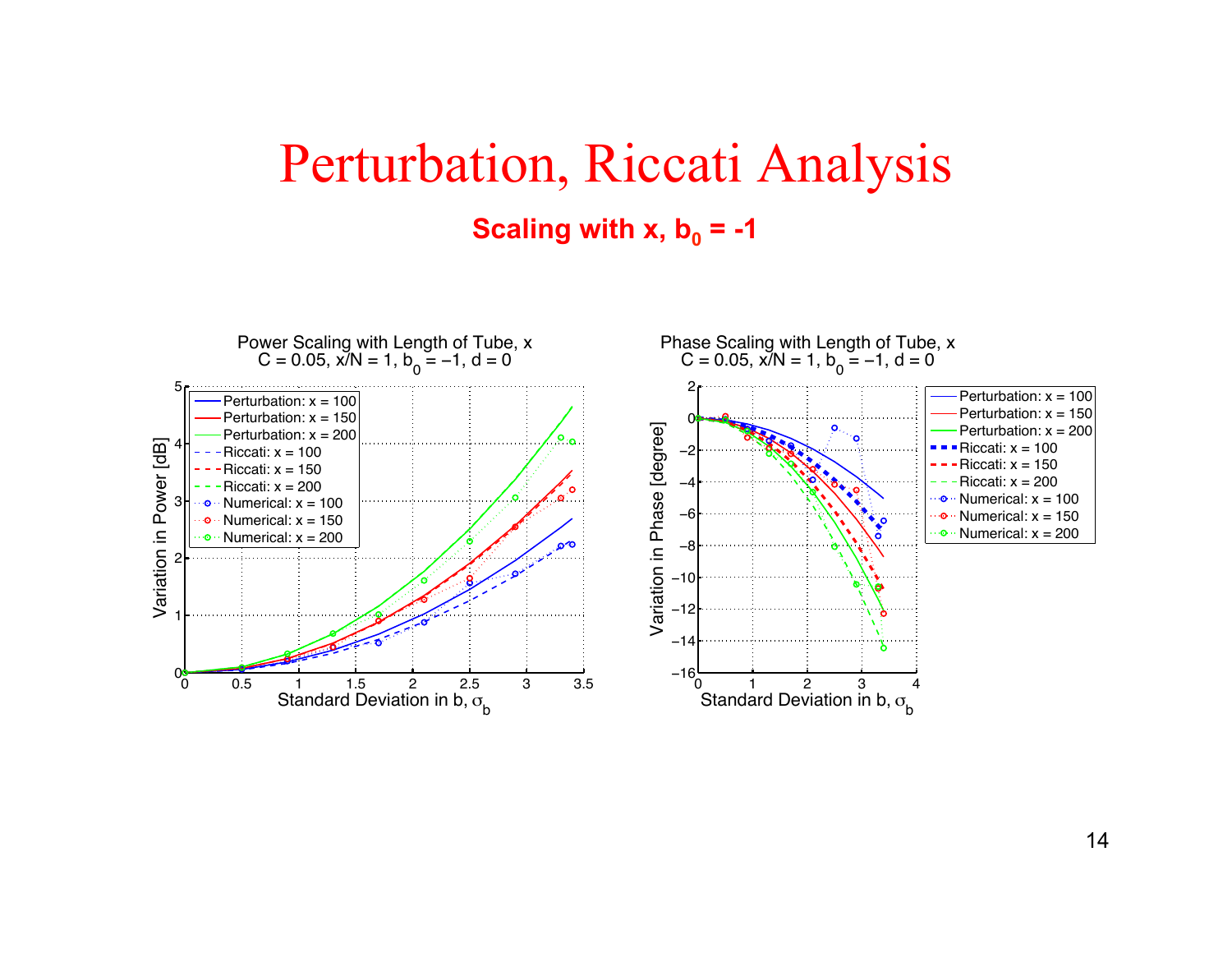# Perturbation, Riccati Analysis

## Scaling with x, $b_0$ = -1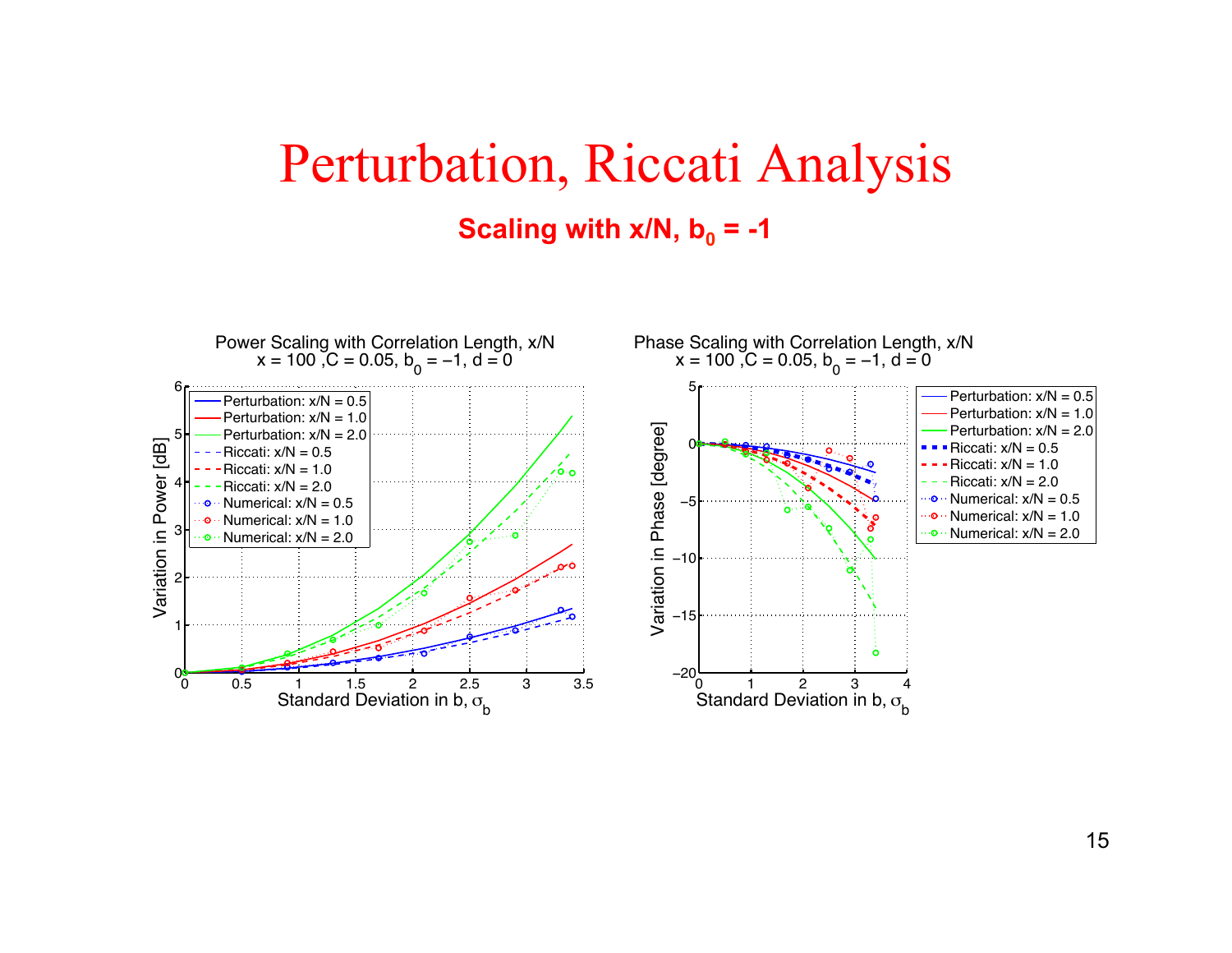# Perturbation, Riccati Analysis

### Scaling with x/N, $b_0$ = -1

Power Scaling with Correlation Length, x/N
x = 100 ,C = 0.05, $b_0$ = −1, d = 0

Phase Scaling with Correlation Length, x/N
x = 100 ,C = 0.05, $b_0$ = −1, d = 0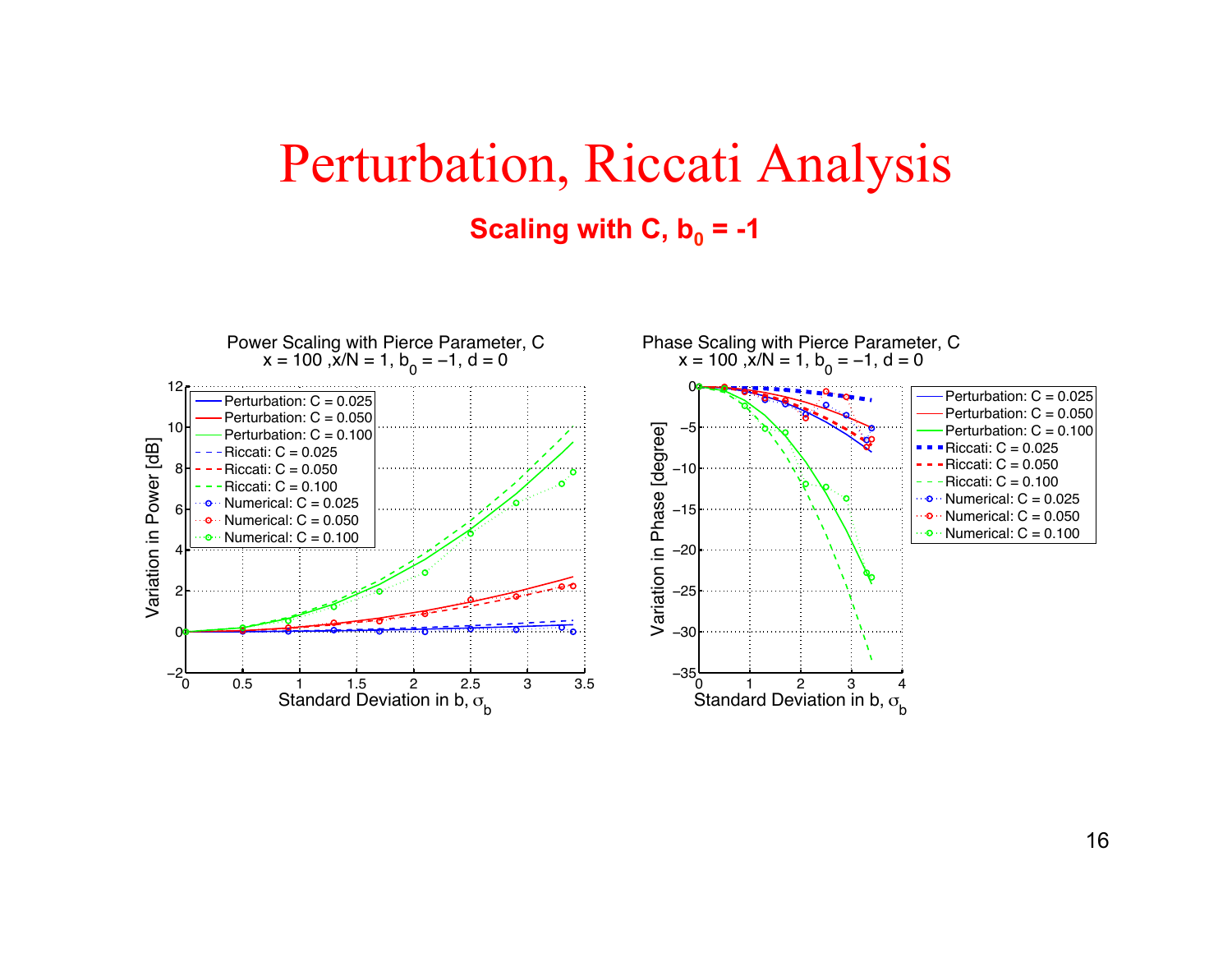# Perturbation, Riccati Analysis

**Scaling with C, $b_0$ = -1**

Power Scaling with Pierce Parameter, C
x = 100 ,x/N = 1, $b_0$ = −1, d = 0

Phase Scaling with Pierce Parameter, C
x = 100 ,x/N = 1, $b_0$ = −1, d = 0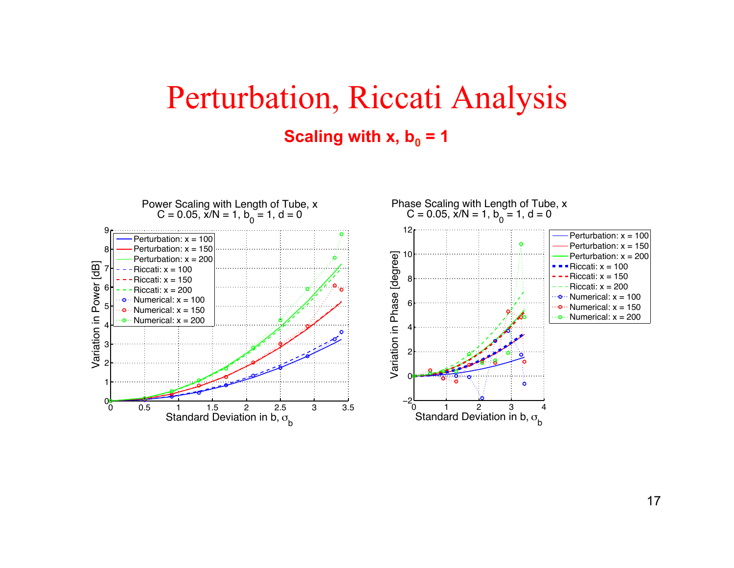# Perturbation, Riccati Analysis

**Scaling with x, $b_0 = 1$**

Power Scaling with Length of Tube, x
C = 0.05, x/N = 1, $b_0$ = 1, d = 0

Phase Scaling with Length of Tube, x
C = 0.05, x/N = 1, $b_0$ = 1, d = 0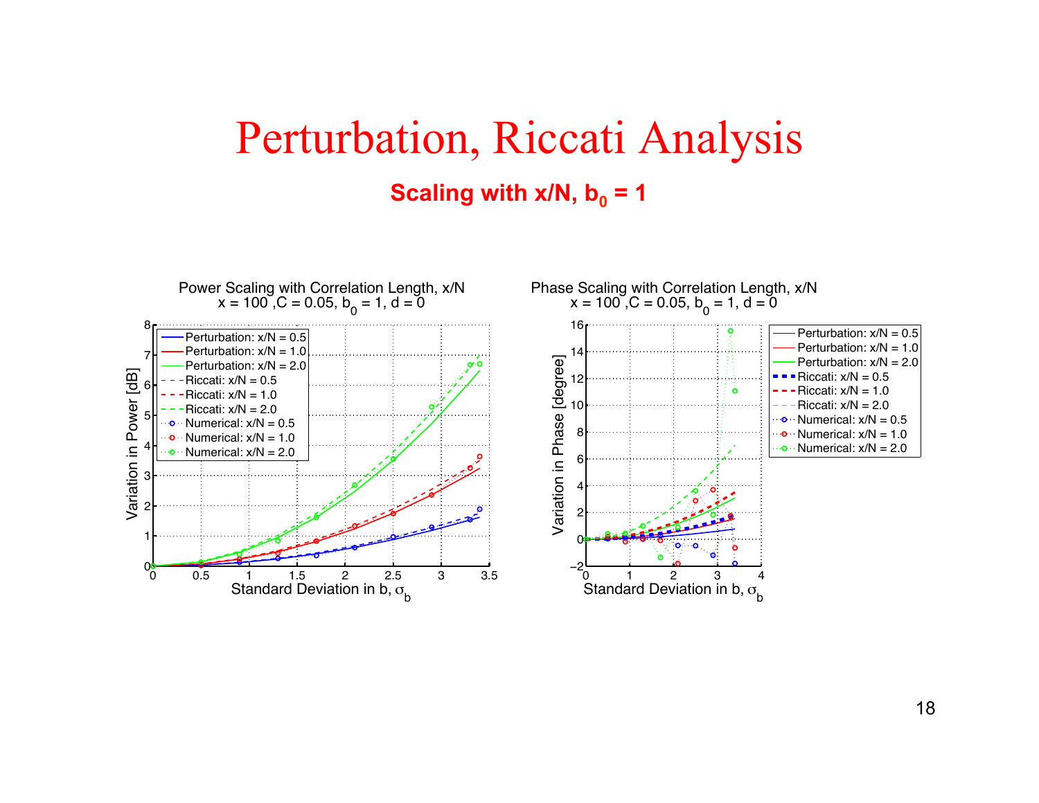# Perturbation, Riccati Analysis

### Scaling with x/N, $b_0$ = 1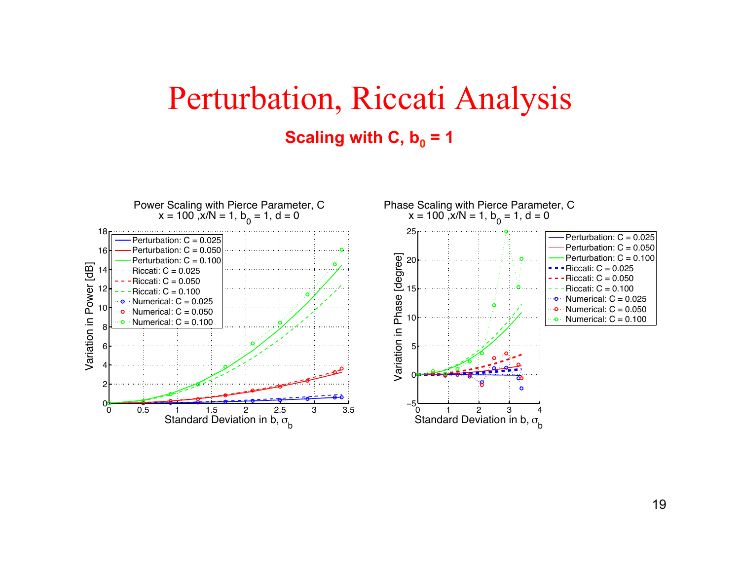# Perturbation, Riccati Analysis

**Scaling with C, $b_0$ = 1**

Power Scaling with Pierce Parameter, C
x = 100 ,x/N = 1, $b_0$ = 1, d = 0

Phase Scaling with Pierce Parameter, C
x = 100 ,x/N = 1, $b_0$ = 1, d = 0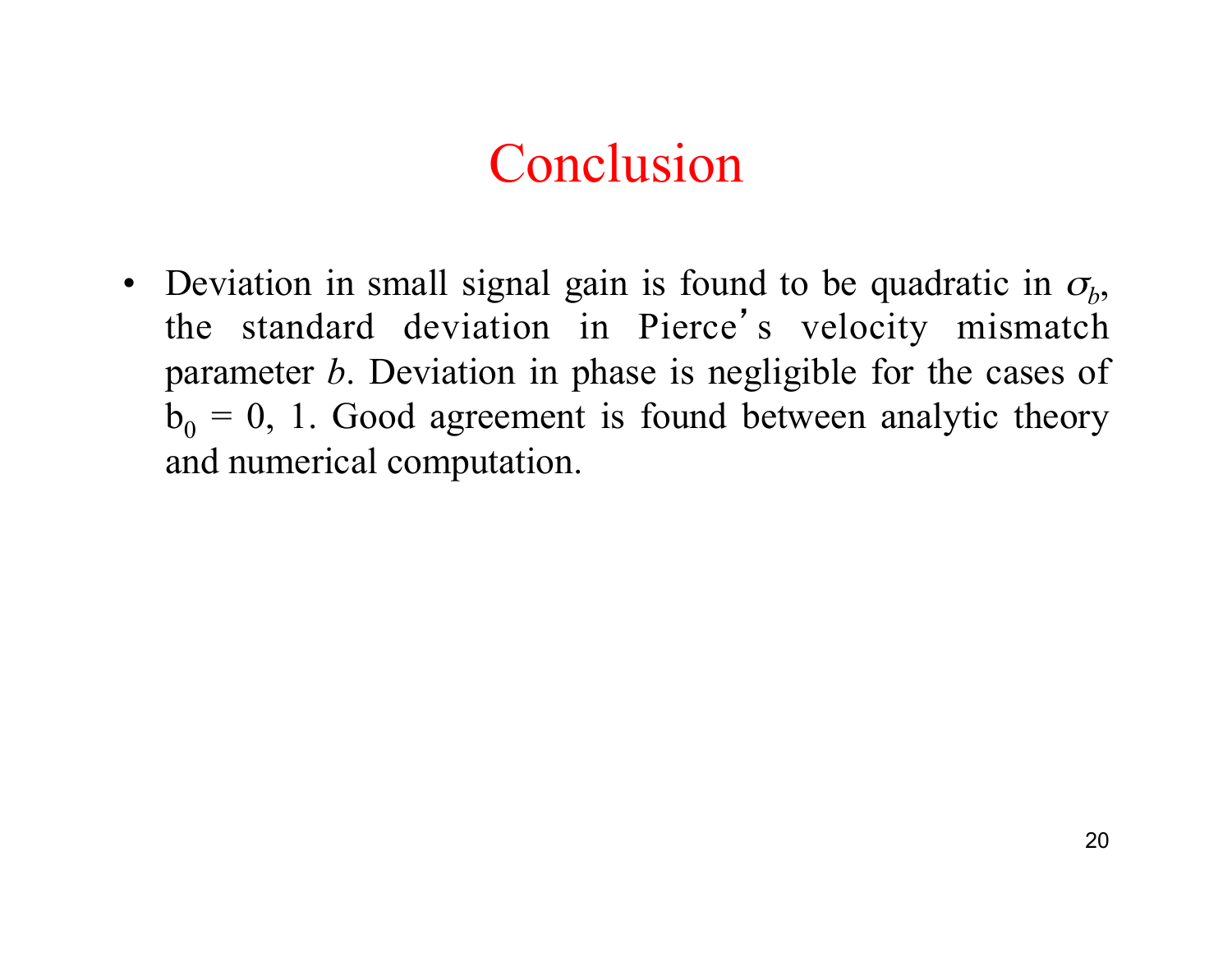# Conclusion

- Deviation in small signal gain is found to be quadratic in $\sigma_b$, the standard deviation in Pierce's velocity mismatch parameter $b$. Deviation in phase is negligible for the cases of $b_0 = 0, 1$. Good agreement is found between analytic theory and numerical computation.